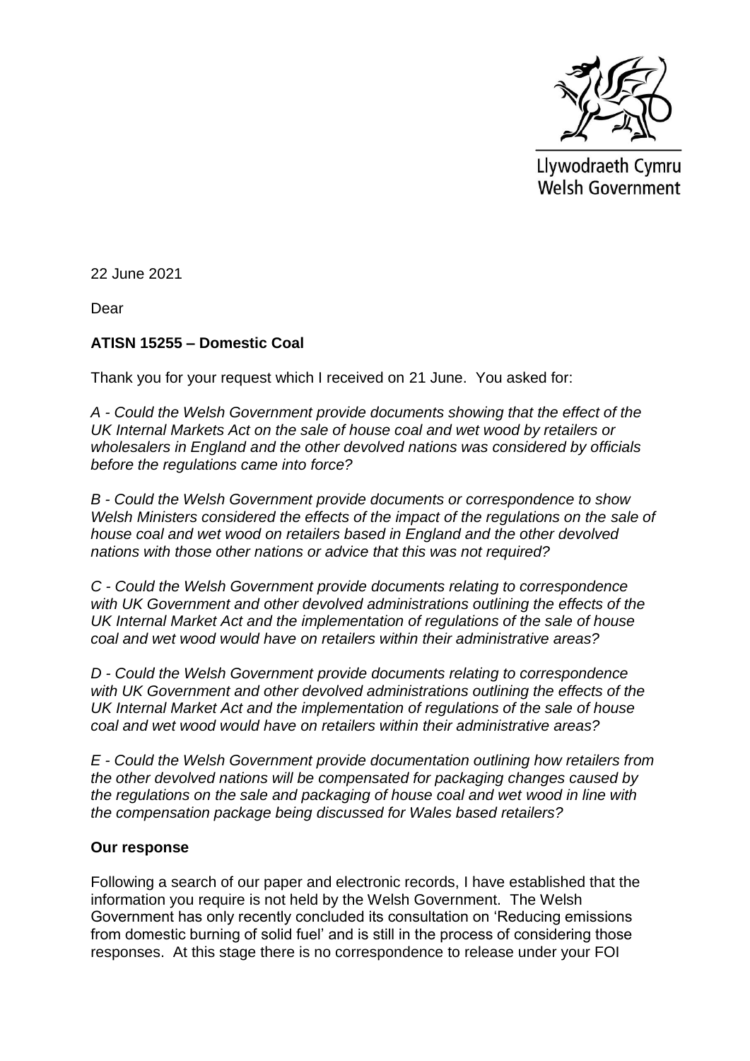Llywodraeth Cymru
Welsh Government

22 June 2021

Dear

**ATISN 15255 – Domestic Coal**

Thank you for your request which I received on 21 June. You asked for:

*A - Could the Welsh Government provide documents showing that the effect of the UK Internal Markets Act on the sale of house coal and wet wood by retailers or wholesalers in England and the other devolved nations was considered by officials before the regulations came into force?*

*B - Could the Welsh Government provide documents or correspondence to show Welsh Ministers considered the effects of the impact of the regulations on the sale of house coal and wet wood on retailers based in England and the other devolved nations with those other nations or advice that this was not required?*

*C - Could the Welsh Government provide documents relating to correspondence with UK Government and other devolved administrations outlining the effects of the UK Internal Market Act and the implementation of regulations of the sale of house coal and wet wood would have on retailers within their administrative areas?*

*D - Could the Welsh Government provide documents relating to correspondence with UK Government and other devolved administrations outlining the effects of the UK Internal Market Act and the implementation of regulations of the sale of house coal and wet wood would have on retailers within their administrative areas?*

*E - Could the Welsh Government provide documentation outlining how retailers from the other devolved nations will be compensated for packaging changes caused by the regulations on the sale and packaging of house coal and wet wood in line with the compensation package being discussed for Wales based retailers?*

**Our response**

Following a search of our paper and electronic records, I have established that the information you require is not held by the Welsh Government. The Welsh Government has only recently concluded its consultation on 'Reducing emissions from domestic burning of solid fuel' and is still in the process of considering those responses. At this stage there is no correspondence to release under your FOI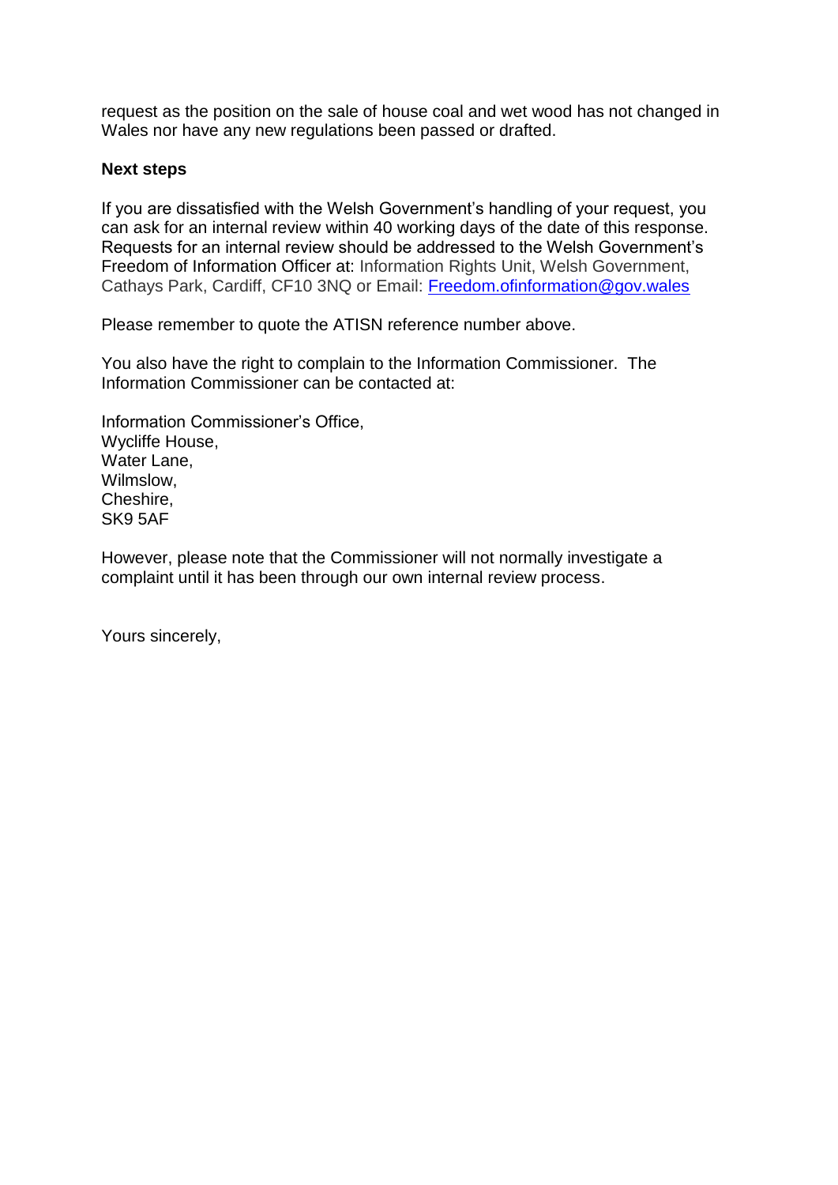request as the position on the sale of house coal and wet wood has not changed in Wales nor have any new regulations been passed or drafted.

**Next steps**

If you are dissatisfied with the Welsh Government's handling of your request, you can ask for an internal review within 40 working days of the date of this response. Requests for an internal review should be addressed to the Welsh Government's Freedom of Information Officer at: Information Rights Unit, Welsh Government, Cathays Park, Cardiff, CF10 3NQ or Email: Freedom.ofinformation@gov.wales

Please remember to quote the ATISN reference number above.

You also have the right to complain to the Information Commissioner. The Information Commissioner can be contacted at:

Information Commissioner's Office,
Wycliffe House,
Water Lane,
Wilmslow,
Cheshire,
SK9 5AF

However, please note that the Commissioner will not normally investigate a complaint until it has been through our own internal review process.

Yours sincerely,